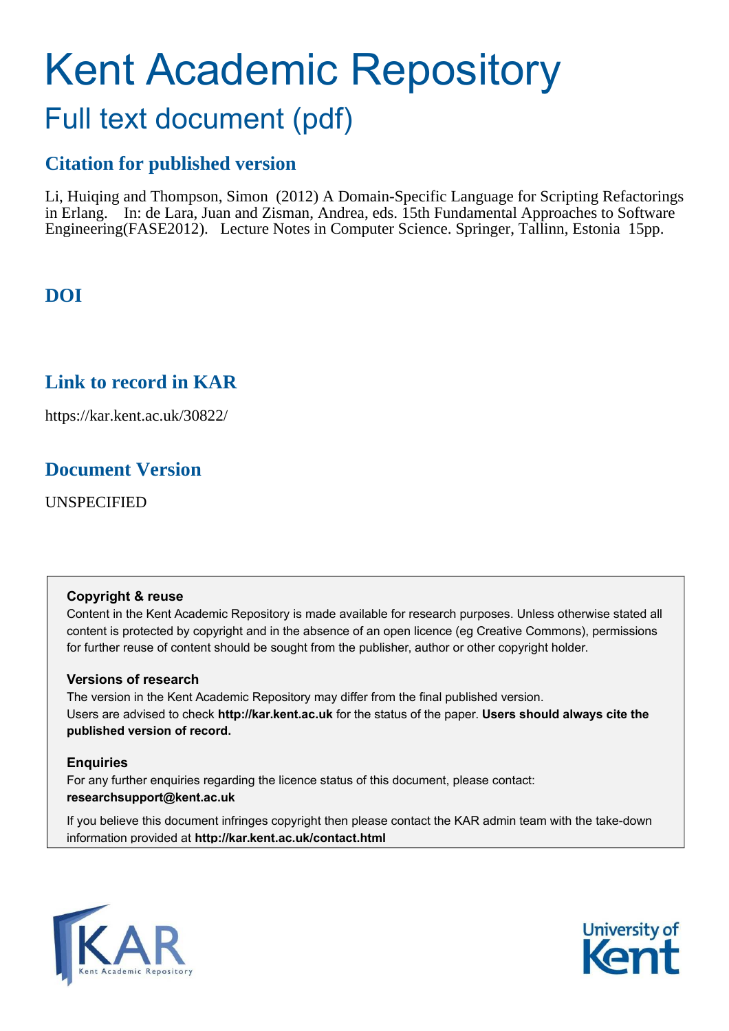# Kent Academic Repository

## Full text document (pdf)

### Citation for published version

Li, Huiqing and Thompson, Simon (2012) A Domain-Specific Language for Scripting Refactorings in Erlang. In: de Lara, Juan and Zisman, Andrea, eds. 15th Fundamental Approaches to Software Engineering(FASE2012). Lecture Notes in Computer Science. Springer, Tallinn, Estonia 15pp.

### DOI

### Link to record in KAR

https://kar.kent.ac.uk/30822/

### Document Version

UNSPECIFIED

**Copyright & reuse**

Content in the Kent Academic Repository is made available for research purposes. Unless otherwise stated all content is protected by copyright and in the absence of an open licence (eg Creative Commons), permissions for further reuse of content should be sought from the publisher, author or other copyright holder.

**Versions of research**

The version in the Kent Academic Repository may differ from the final published version. Users are advised to check **http://kar.kent.ac.uk** for the status of the paper. **Users should always cite the published version of record.**

**Enquiries**

For any further enquiries regarding the licence status of this document, please contact: **researchsupport@kent.ac.uk**

If you believe this document infringes copyright then please contact the KAR admin team with the take-down information provided at **http://kar.kent.ac.uk/contact.html**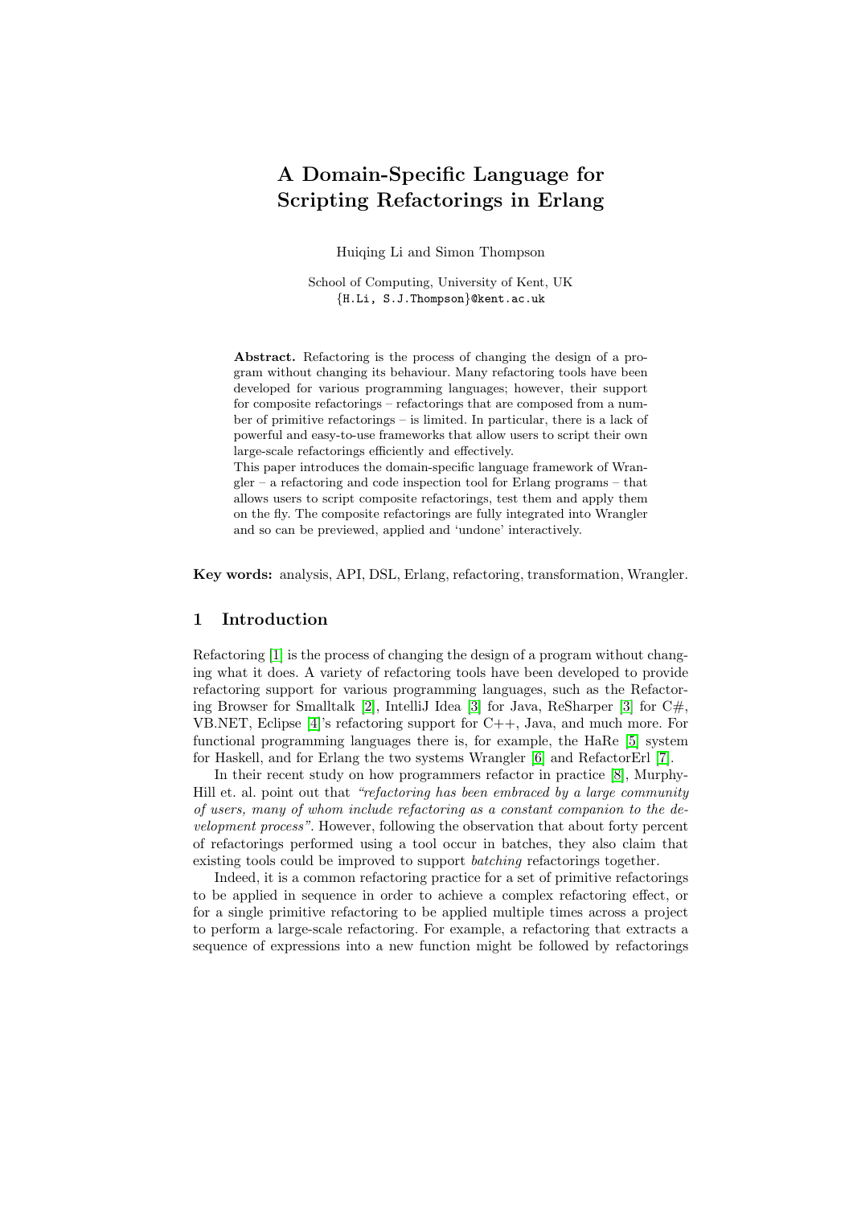# A Domain-Specific Language for Scripting Refactorings in Erlang

Huiqing Li and Simon Thompson

School of Computing, University of Kent, UK
{H.Li, S.J.Thompson}@kent.ac.uk

**Abstract.** Refactoring is the process of changing the design of a program without changing its behaviour. Many refactoring tools have been developed for various programming languages; however, their support for composite refactorings – refactorings that are composed from a number of primitive refactorings – is limited. In particular, there is a lack of powerful and easy-to-use frameworks that allow users to script their own large-scale refactorings efficiently and effectively.
This paper introduces the domain-specific language framework of Wrangler – a refactoring and code inspection tool for Erlang programs – that allows users to script composite refactorings, test them and apply them on the fly. The composite refactorings are fully integrated into Wrangler and so can be previewed, applied and 'undone' interactively.

**Key words:** analysis, API, DSL, Erlang, refactoring, transformation, Wrangler.

## 1 Introduction

Refactoring [1] is the process of changing the design of a program without changing what it does. A variety of refactoring tools have been developed to provide refactoring support for various programming languages, such as the Refactoring Browser for Smalltalk [2], IntelliJ Idea [3] for Java, ReSharper [3] for C#, VB.NET, Eclipse [4]'s refactoring support for C++, Java, and much more. For functional programming languages there is, for example, the HaRe [5] system for Haskell, and for Erlang the two systems Wrangler [6] and RefactorErl [7].

In their recent study on how programmers refactor in practice [8], Murphy-Hill et. al. point out that *"refactoring has been embraced by a large community of users, many of whom include refactoring as a constant companion to the development process"*. However, following the observation that about forty percent of refactorings performed using a tool occur in batches, they also claim that existing tools could be improved to support *batching* refactorings together.

Indeed, it is a common refactoring practice for a set of primitive refactorings to be applied in sequence in order to achieve a complex refactoring effect, or for a single primitive refactoring to be applied multiple times across a project to perform a large-scale refactoring. For example, a refactoring that extracts a sequence of expressions into a new function might be followed by refactorings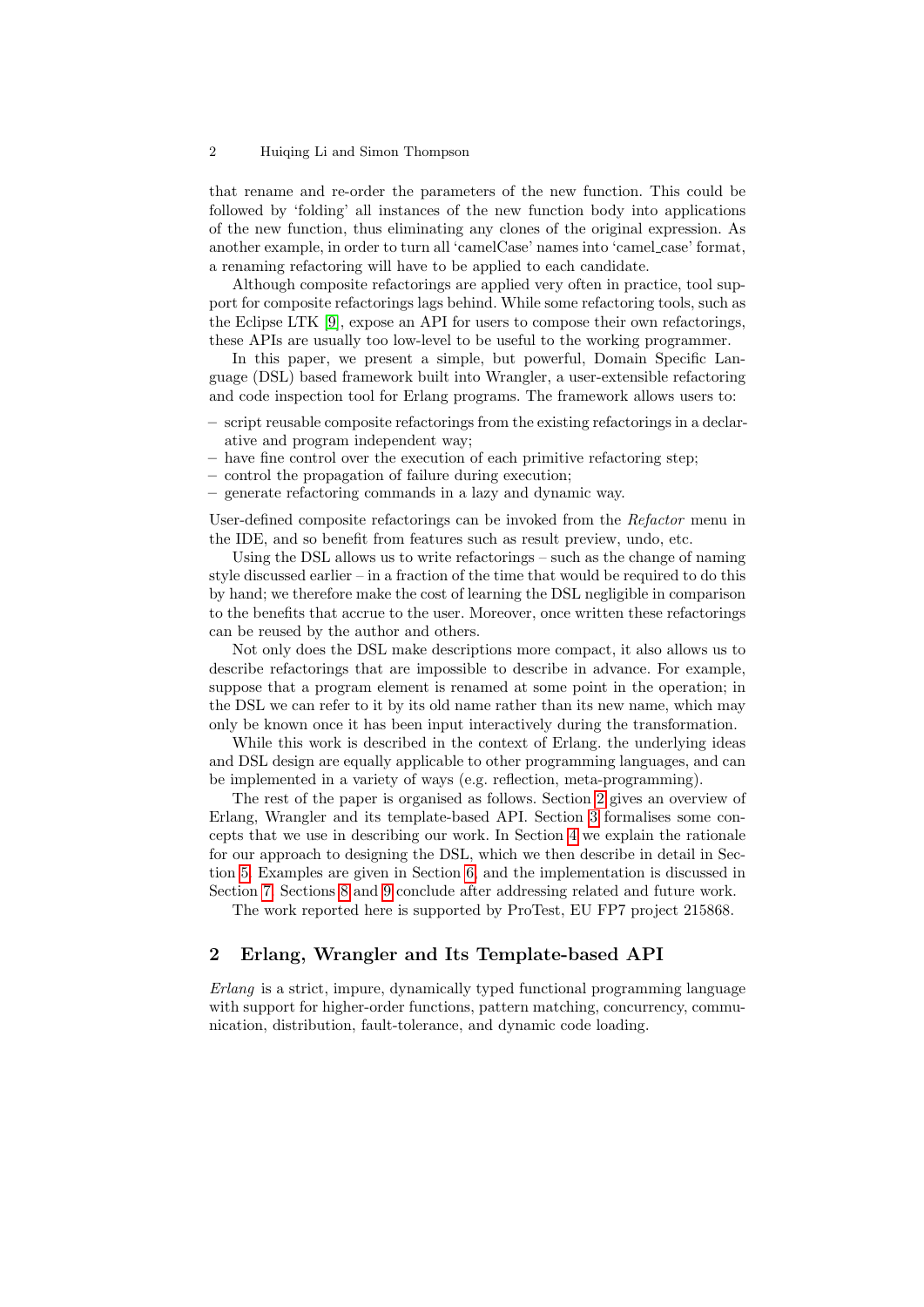that rename and re-order the parameters of the new function. This could be followed by 'folding' all instances of the new function body into applications of the new function, thus eliminating any clones of the original expression. As another example, in order to turn all 'camelCase' names into 'camel_case' format, a renaming refactoring will have to be applied to each candidate.

Although composite refactorings are applied very often in practice, tool support for composite refactorings lags behind. While some refactoring tools, such as the Eclipse LTK [9], expose an API for users to compose their own refactorings, these APIs are usually too low-level to be useful to the working programmer.

In this paper, we present a simple, but powerful, Domain Specific Language (DSL) based framework built into Wrangler, a user-extensible refactoring and code inspection tool for Erlang programs. The framework allows users to:

– script reusable composite refactorings from the existing refactorings in a declarative and program independent way;
– have fine control over the execution of each primitive refactoring step;
– control the propagation of failure during execution;
– generate refactoring commands in a lazy and dynamic way.

User-defined composite refactorings can be invoked from the *Refactor* menu in the IDE, and so benefit from features such as result preview, undo, etc.

Using the DSL allows us to write refactorings – such as the change of naming style discussed earlier – in a fraction of the time that would be required to do this by hand; we therefore make the cost of learning the DSL negligible in comparison to the benefits that accrue to the user. Moreover, once written these refactorings can be reused by the author and others.

Not only does the DSL make descriptions more compact, it also allows us to describe refactorings that are impossible to describe in advance. For example, suppose that a program element is renamed at some point in the operation; in the DSL we can refer to it by its old name rather than its new name, which may only be known once it has been input interactively during the transformation.

While this work is described in the context of Erlang. the underlying ideas and DSL design are equally applicable to other programming languages, and can be implemented in a variety of ways (e.g. reflection, meta-programming).

The rest of the paper is organised as follows. Section 2 gives an overview of Erlang, Wrangler and its template-based API. Section 3 formalises some concepts that we use in describing our work. In Section 4 we explain the rationale for our approach to designing the DSL, which we then describe in detail in Section 5. Examples are given in Section 6, and the implementation is discussed in Section 7. Sections 8 and 9 conclude after addressing related and future work.

The work reported here is supported by ProTest, EU FP7 project 215868.

## 2 Erlang, Wrangler and Its Template-based API

*Erlang* is a strict, impure, dynamically typed functional programming language with support for higher-order functions, pattern matching, concurrency, communication, distribution, fault-tolerance, and dynamic code loading.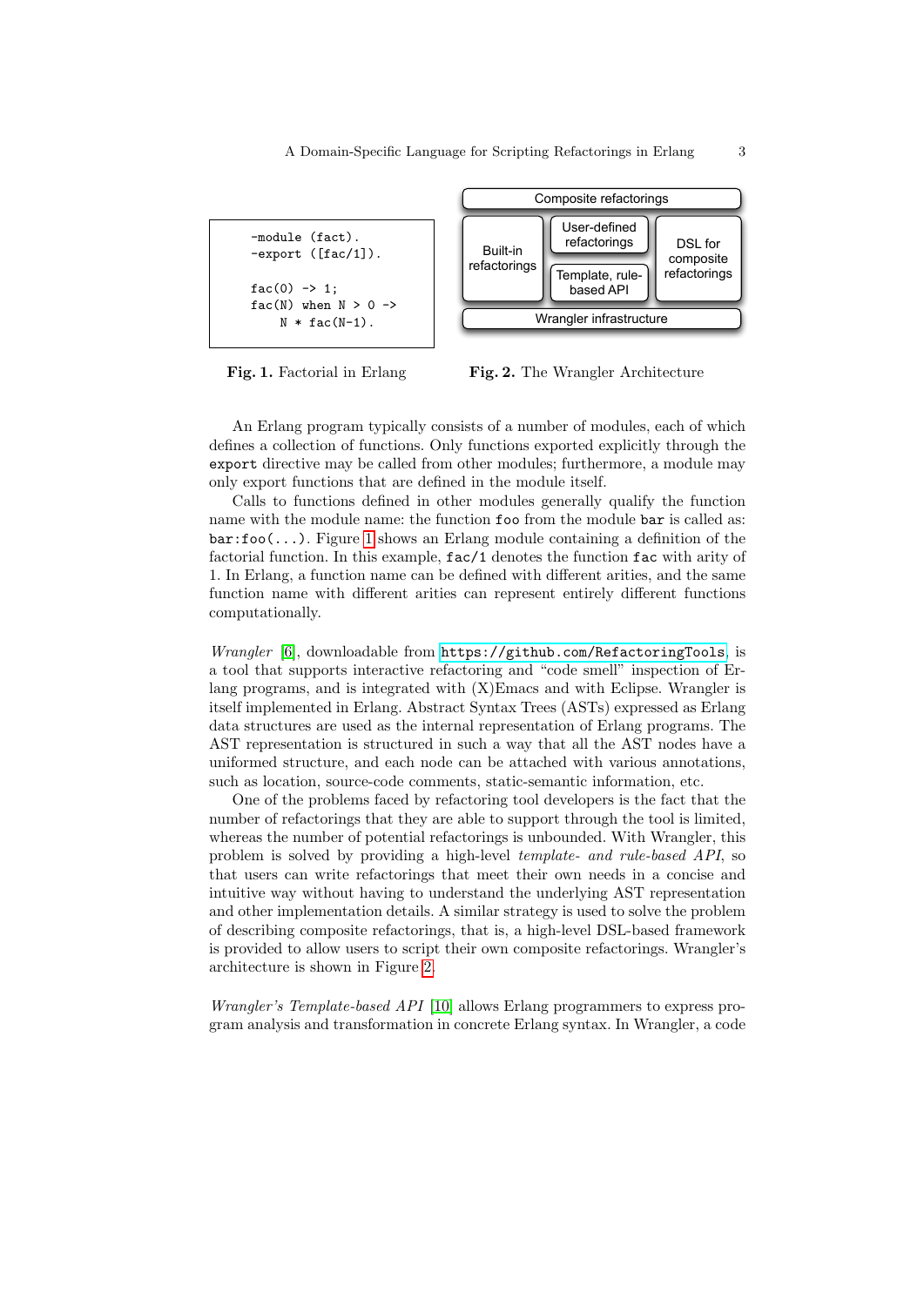```
-module (fact).
-export ([fac/1]).

fac(0) -> 1;
fac(N) when N > 0 ->
    N * fac(N-1).
```

**Fig. 1.** Factorial in Erlang

Composite refactorings

Built-in refactorings

User-defined refactorings

Template, rule-based API

DSL for composite refactorings

Wrangler infrastructure

**Fig. 2.** The Wrangler Architecture

An Erlang program typically consists of a number of modules, each of which defines a collection of functions. Only functions exported explicitly through the `export` directive may be called from other modules; furthermore, a module may only export functions that are defined in the module itself.

Calls to functions defined in other modules generally qualify the function name with the module name: the function `foo` from the module `bar` is called as: `bar:foo(...)`. Figure 1 shows an Erlang module containing a definition of the factorial function. In this example, `fac/1` denotes the function `fac` with arity of 1. In Erlang, a function name can be defined with different arities, and the same function name with different arities can represent entirely different functions computationally.

*Wrangler* [6], downloadable from https://github.com/RefactoringTools, is a tool that supports interactive refactoring and "code smell" inspection of Erlang programs, and is integrated with (X)Emacs and with Eclipse. Wrangler is itself implemented in Erlang. Abstract Syntax Trees (ASTs) expressed as Erlang data structures are used as the internal representation of Erlang programs. The AST representation is structured in such a way that all the AST nodes have a uniformed structure, and each node can be attached with various annotations, such as location, source-code comments, static-semantic information, etc.

One of the problems faced by refactoring tool developers is the fact that the number of refactorings that they are able to support through the tool is limited, whereas the number of potential refactorings is unbounded. With Wrangler, this problem is solved by providing a high-level *template- and rule-based API*, so that users can write refactorings that meet their own needs in a concise and intuitive way without having to understand the underlying AST representation and other implementation details. A similar strategy is used to solve the problem of describing composite refactorings, that is, a high-level DSL-based framework is provided to allow users to script their own composite refactorings. Wrangler's architecture is shown in Figure 2.

*Wrangler's Template-based API* [10] allows Erlang programmers to express program analysis and transformation in concrete Erlang syntax. In Wrangler, a code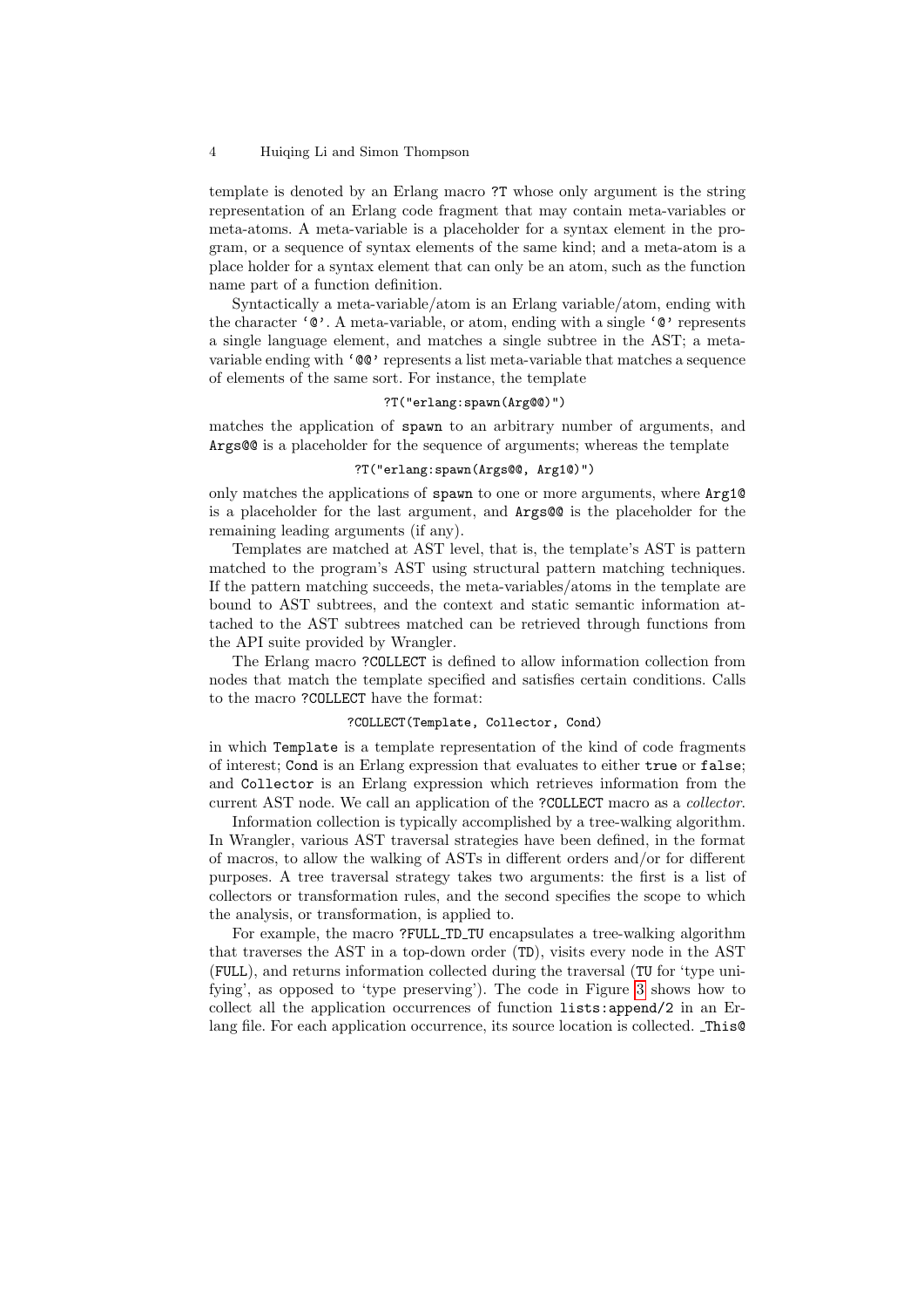template is denoted by an Erlang macro `?T` whose only argument is the string representation of an Erlang code fragment that may contain meta-variables or meta-atoms. A meta-variable is a placeholder for a syntax element in the program, or a sequence of syntax elements of the same kind; and a meta-atom is a place holder for a syntax element that can only be an atom, such as the function name part of a function definition.

Syntactically a meta-variable/atom is an Erlang variable/atom, ending with the character '`@`'. A meta-variable, or atom, ending with a single '`@`' represents a single language element, and matches a single subtree in the AST; a meta-variable ending with '`@@`' represents a list meta-variable that matches a sequence of elements of the same sort. For instance, the template

```
?T("erlang:spawn(Arg@@)")
```

matches the application of `spawn` to an arbitrary number of arguments, and `Args@@` is a placeholder for the sequence of arguments; whereas the template

```
?T("erlang:spawn(Args@@, Arg1@)")
```

only matches the applications of `spawn` to one or more arguments, where `Arg1@` is a placeholder for the last argument, and `Args@@` is the placeholder for the remaining leading arguments (if any).

Templates are matched at AST level, that is, the template's AST is pattern matched to the program's AST using structural pattern matching techniques. If the pattern matching succeeds, the meta-variables/atoms in the template are bound to AST subtrees, and the context and static semantic information attached to the AST subtrees matched can be retrieved through functions from the API suite provided by Wrangler.

The Erlang macro `?COLLECT` is defined to allow information collection from nodes that match the template specified and satisfies certain conditions. Calls to the macro `?COLLECT` have the format:

```
?COLLECT(Template, Collector, Cond)
```

in which `Template` is a template representation of the kind of code fragments of interest; `Cond` is an Erlang expression that evaluates to either `true` or `false`; and `Collector` is an Erlang expression which retrieves information from the current AST node. We call an application of the `?COLLECT` macro as a *collector*.

Information collection is typically accomplished by a tree-walking algorithm. In Wrangler, various AST traversal strategies have been defined, in the format of macros, to allow the walking of ASTs in different orders and/or for different purposes. A tree traversal strategy takes two arguments: the first is a list of collectors or transformation rules, and the second specifies the scope to which the analysis, or transformation, is applied to.

For example, the macro `?FULL_TD_TU` encapsulates a tree-walking algorithm that traverses the AST in a top-down order (`TD`), visits every node in the AST (`FULL`), and returns information collected during the traversal (`TU` for 'type unifying', as opposed to 'type preserving'). The code in Figure 3 shows how to collect all the application occurrences of function `lists:append/2` in an Erlang file. For each application occurrence, its source location is collected. `_This@`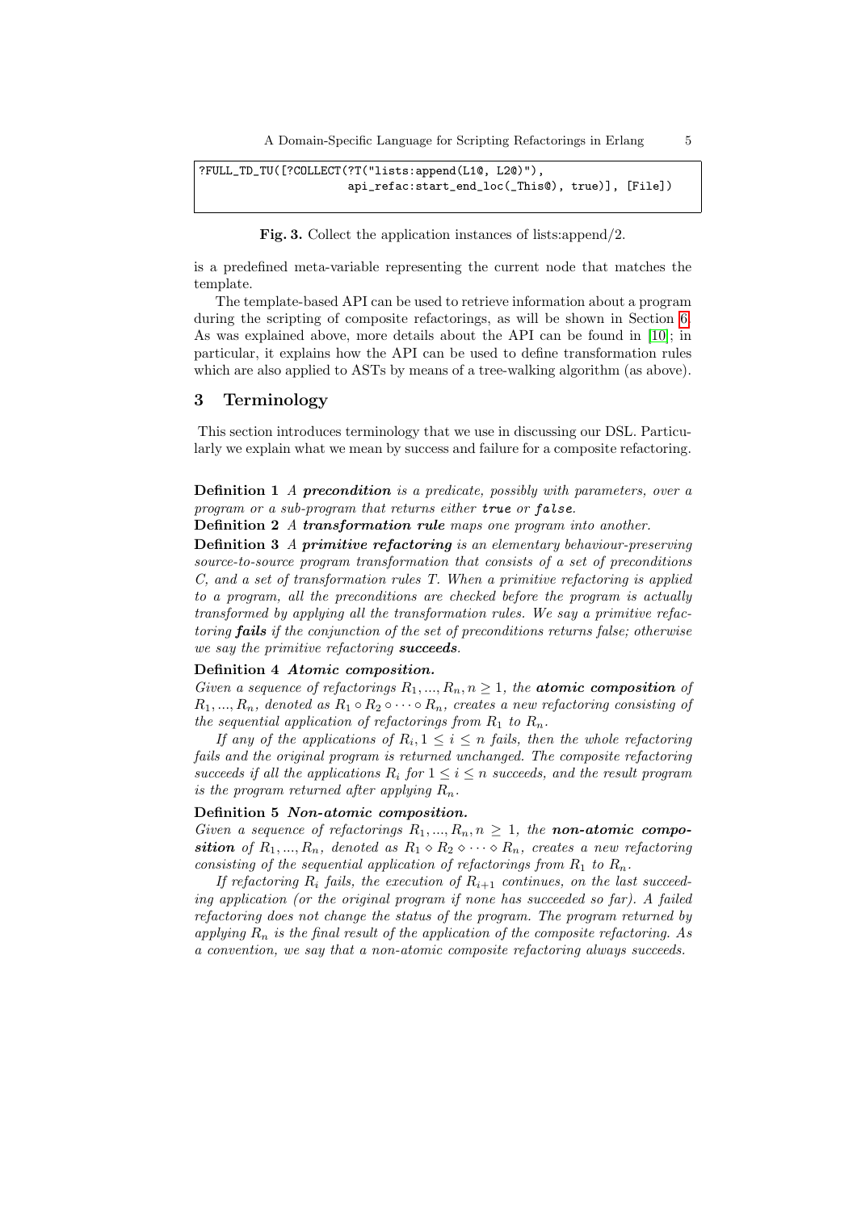```
?FULL_TD_TU([?COLLECT(?T("lists:append(L1@, L2@)"),
                      api_refac:start_end_loc(_This@), true)], [File])
```

**Fig. 3.** Collect the application instances of lists:append/2.

is a predefined meta-variable representing the current node that matches the template.

The template-based API can be used to retrieve information about a program during the scripting of composite refactorings, as will be shown in Section 6. As was explained above, more details about the API can be found in [10]; in particular, it explains how the API can be used to define transformation rules which are also applied to ASTs by means of a tree-walking algorithm (as above).

## 3 Terminology

This section introduces terminology that we use in discussing our DSL. Particularly we explain what we mean by success and failure for a composite refactoring.

**Definition 1** *A* ***precondition*** *is a predicate, possibly with parameters, over a program or a sub-program that returns either* ***true*** *or* ***false****.*

**Definition 2** *A* ***transformation rule*** *maps one program into another.*

**Definition 3** *A* ***primitive refactoring*** *is an elementary behaviour-preserving source-to-source program transformation that consists of a set of preconditions C, and a set of transformation rules T. When a primitive refactoring is applied to a program, all the preconditions are checked before the program is actually transformed by applying all the transformation rules. We say a primitive refactoring* ***fails*** *if the conjunction of the set of preconditions returns false; otherwise we say the primitive refactoring* ***succeeds****.*

**Definition 4** ***Atomic composition.***
*Given a sequence of refactorings $R_1, ..., R_n, n \geq 1$, the* ***atomic composition*** *of $R_1, ..., R_n$, denoted as $R_1 \circ R_2 \circ \cdots \circ R_n$, creates a new refactoring consisting of the sequential application of refactorings from $R_1$ to $R_n$.*

*If any of the applications of $R_i, 1 \leq i \leq n$ fails, then the whole refactoring fails and the original program is returned unchanged. The composite refactoring succeeds if all the applications $R_i$ for $1 \leq i \leq n$ succeeds, and the result program is the program returned after applying $R_n$.*

**Definition 5** ***Non-atomic composition.***
*Given a sequence of refactorings $R_1, ..., R_n, n \geq 1$, the* ***non-atomic composition*** *of $R_1, ..., R_n$, denoted as $R_1 \diamond R_2 \diamond \cdots \diamond R_n$, creates a new refactoring consisting of the sequential application of refactorings from $R_1$ to $R_n$.*

*If refactoring $R_i$ fails, the execution of $R_{i+1}$ continues, on the last succeeding application (or the original program if none has succeeded so far). A failed refactoring does not change the status of the program. The program returned by applying $R_n$ is the final result of the application of the composite refactoring. As a convention, we say that a non-atomic composite refactoring always succeeds.*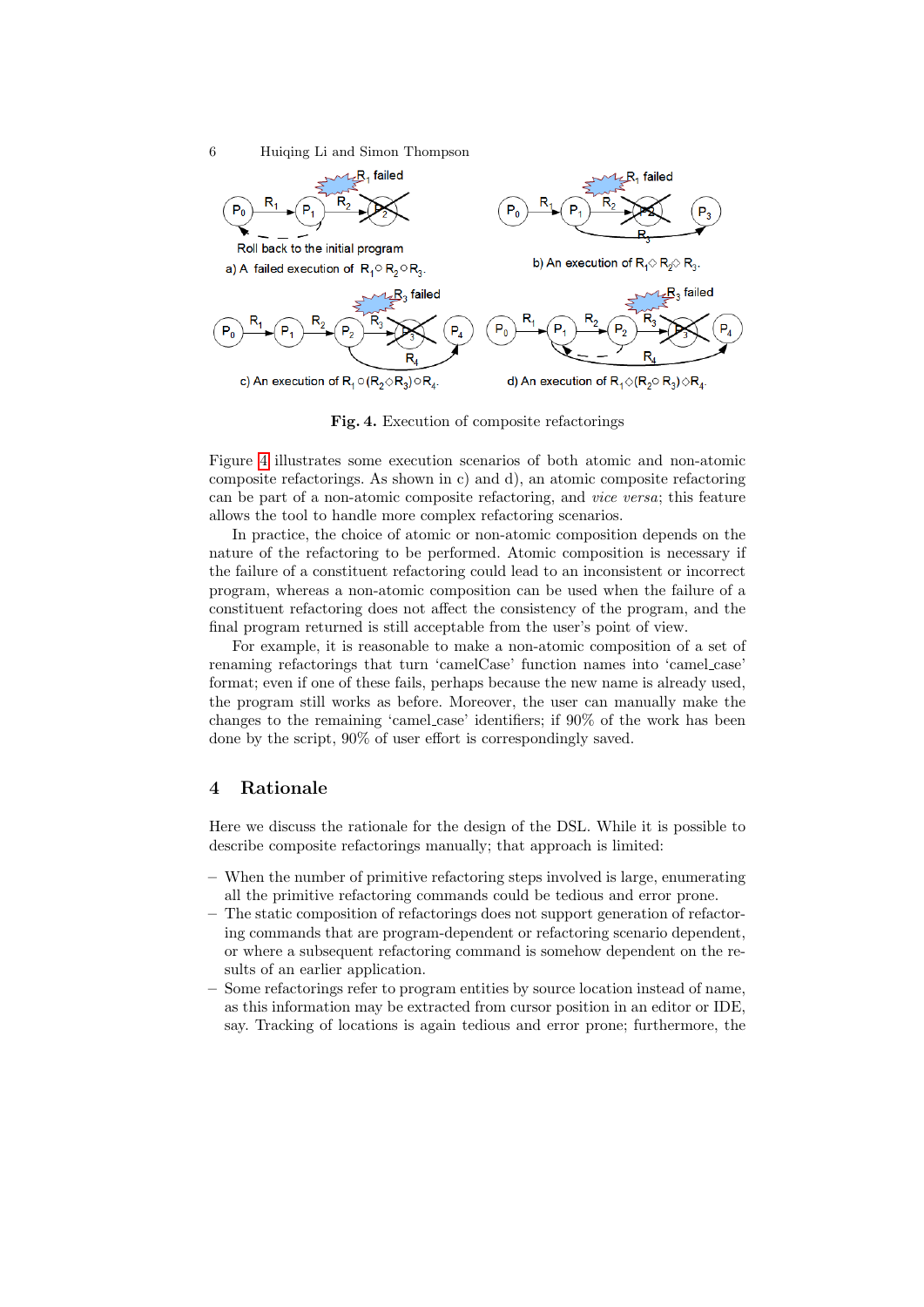R1 failed

R1

R2

P0

P1

P2

Roll back to the initial program

a) A failed execution of R1○R2○R3.

R1 failed

R1

R2

P0

P1

P2

P3

R3

b) An execution of R1◇R2◇R3.

R3 failed

R1

R2

R3

P0

P1

P2

P3

P4

R4

c) An execution of R1○(R2◇R3)○R4.

R3 failed

R1

R2

R3

P0

P1

P2

P3

P4

R4

d) An execution of R1◇(R2○R3)◇R4.

**Fig. 4.** Execution of composite refactorings

Figure 4 illustrates some execution scenarios of both atomic and non-atomic composite refactorings. As shown in c) and d), an atomic composite refactoring can be part of a non-atomic composite refactoring, and *vice versa*; this feature allows the tool to handle more complex refactoring scenarios.

In practice, the choice of atomic or non-atomic composition depends on the nature of the refactoring to be performed. Atomic composition is necessary if the failure of a constituent refactoring could lead to an inconsistent or incorrect program, whereas a non-atomic composition can be used when the failure of a constituent refactoring does not affect the consistency of the program, and the final program returned is still acceptable from the user's point of view.

For example, it is reasonable to make a non-atomic composition of a set of renaming refactorings that turn 'camelCase' function names into 'camel_case' format; even if one of these fails, perhaps because the new name is already used, the program still works as before. Moreover, the user can manually make the changes to the remaining 'camel_case' identifiers; if 90% of the work has been done by the script, 90% of user effort is correspondingly saved.

## 4 Rationale

Here we discuss the rationale for the design of the DSL. While it is possible to describe composite refactorings manually; that approach is limited:

- When the number of primitive refactoring steps involved is large, enumerating all the primitive refactoring commands could be tedious and error prone.
- The static composition of refactorings does not support generation of refactoring commands that are program-dependent or refactoring scenario dependent, or where a subsequent refactoring command is somehow dependent on the results of an earlier application.
- Some refactorings refer to program entities by source location instead of name, as this information may be extracted from cursor position in an editor or IDE, say. Tracking of locations is again tedious and error prone; furthermore, the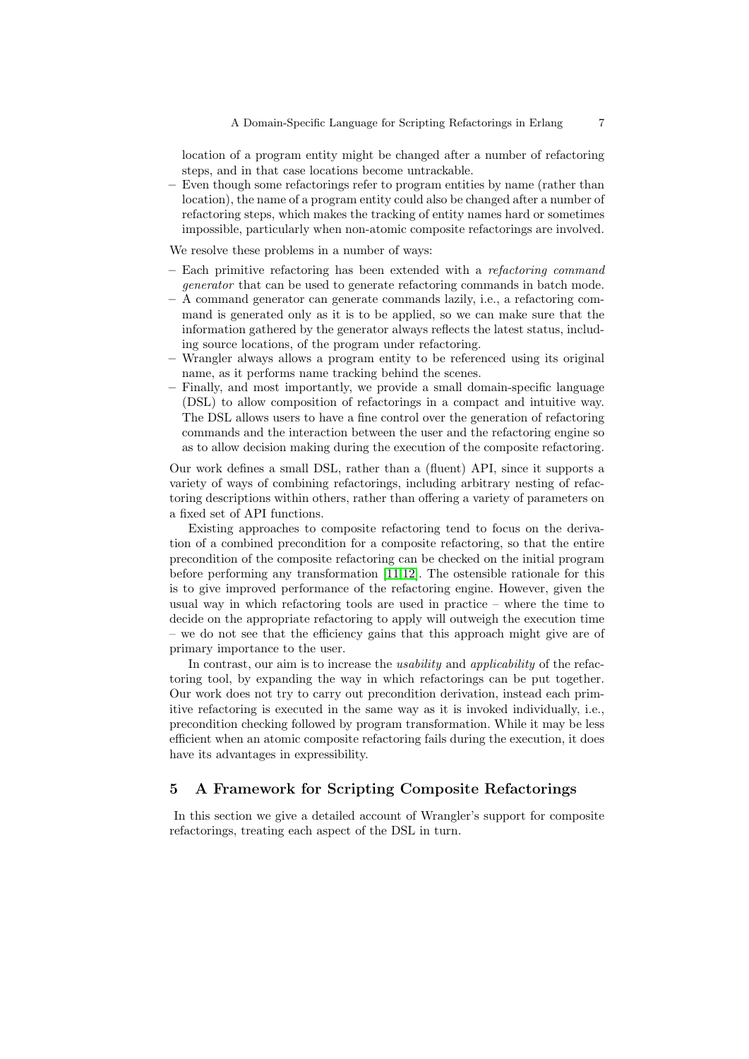location of a program entity might be changed after a number of refactoring steps, and in that case locations become untrackable.
– Even though some refactorings refer to program entities by name (rather than location), the name of a program entity could also be changed after a number of refactoring steps, which makes the tracking of entity names hard or sometimes impossible, particularly when non-atomic composite refactorings are involved.

We resolve these problems in a number of ways:

– Each primitive refactoring has been extended with a *refactoring command generator* that can be used to generate refactoring commands in batch mode.
– A command generator can generate commands lazily, i.e., a refactoring command is generated only as it is to be applied, so we can make sure that the information gathered by the generator always reflects the latest status, including source locations, of the program under refactoring.
– Wrangler always allows a program entity to be referenced using its original name, as it performs name tracking behind the scenes.
– Finally, and most importantly, we provide a small domain-specific language (DSL) to allow composition of refactorings in a compact and intuitive way. The DSL allows users to have a fine control over the generation of refactoring commands and the interaction between the user and the refactoring engine so as to allow decision making during the execution of the composite refactoring.

Our work defines a small DSL, rather than a (fluent) API, since it supports a variety of ways of combining refactorings, including arbitrary nesting of refactoring descriptions within others, rather than offering a variety of parameters on a fixed set of API functions.

Existing approaches to composite refactoring tend to focus on the derivation of a combined precondition for a composite refactoring, so that the entire precondition of the composite refactoring can be checked on the initial program before performing any transformation [11,12]. The ostensible rationale for this is to give improved performance of the refactoring engine. However, given the usual way in which refactoring tools are used in practice – where the time to decide on the appropriate refactoring to apply will outweigh the execution time – we do not see that the efficiency gains that this approach might give are of primary importance to the user.

In contrast, our aim is to increase the *usability* and *applicability* of the refactoring tool, by expanding the way in which refactorings can be put together. Our work does not try to carry out precondition derivation, instead each primitive refactoring is executed in the same way as it is invoked individually, i.e., precondition checking followed by program transformation. While it may be less efficient when an atomic composite refactoring fails during the execution, it does have its advantages in expressibility.

## 5 A Framework for Scripting Composite Refactorings

In this section we give a detailed account of Wrangler's support for composite refactorings, treating each aspect of the DSL in turn.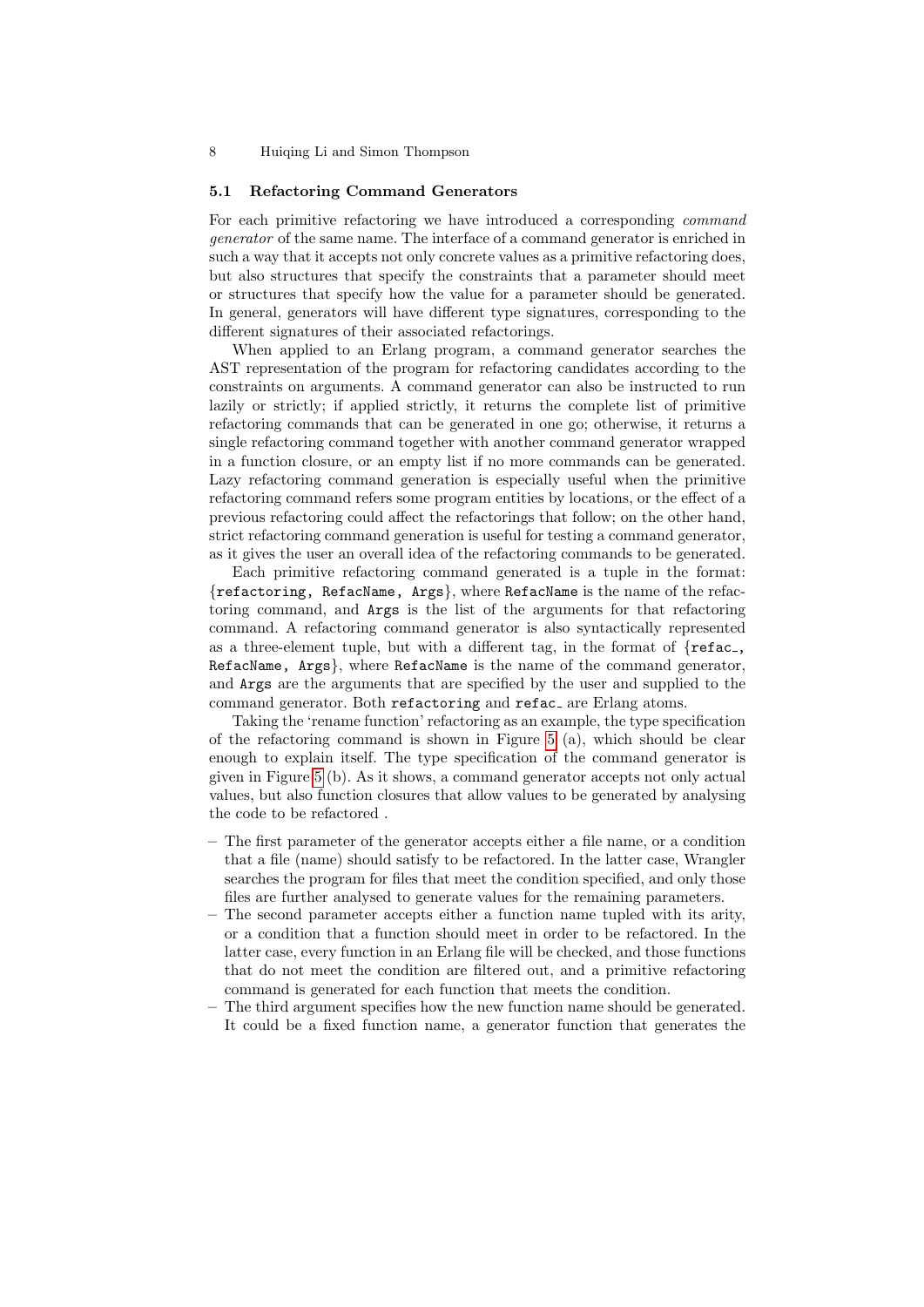### 5.1 Refactoring Command Generators

For each primitive refactoring we have introduced a corresponding *command generator* of the same name. The interface of a command generator is enriched in such a way that it accepts not only concrete values as a primitive refactoring does, but also structures that specify the constraints that a parameter should meet or structures that specify how the value for a parameter should be generated. In general, generators will have different type signatures, corresponding to the different signatures of their associated refactorings.

When applied to an Erlang program, a command generator searches the AST representation of the program for refactoring candidates according to the constraints on arguments. A command generator can also be instructed to run lazily or strictly; if applied strictly, it returns the complete list of primitive refactoring commands that can be generated in one go; otherwise, it returns a single refactoring command together with another command generator wrapped in a function closure, or an empty list if no more commands can be generated. Lazy refactoring command generation is especially useful when the primitive refactoring command refers some program entities by locations, or the effect of a previous refactoring could affect the refactorings that follow; on the other hand, strict refactoring command generation is useful for testing a command generator, as it gives the user an overall idea of the refactoring commands to be generated.

Each primitive refactoring command generated is a tuple in the format: {`refactoring, RefacName, Args`}, where `RefacName` is the name of the refactoring command, and `Args` is the list of the arguments for that refactoring command. A refactoring command generator is also syntactically represented as a three-element tuple, but with a different tag, in the format of {`refac_, RefacName, Args`}, where `RefacName` is the name of the command generator, and `Args` are the arguments that are specified by the user and supplied to the command generator. Both `refactoring` and `refac_` are Erlang atoms.

Taking the 'rename function' refactoring as an example, the type specification of the refactoring command is shown in Figure 5 (a), which should be clear enough to explain itself. The type specification of the command generator is given in Figure 5 (b). As it shows, a command generator accepts not only actual values, but also function closures that allow values to be generated by analysing the code to be refactored .

- The first parameter of the generator accepts either a file name, or a condition that a file (name) should satisfy to be refactored. In the latter case, Wrangler searches the program for files that meet the condition specified, and only those files are further analysed to generate values for the remaining parameters.
- The second parameter accepts either a function name tupled with its arity, or a condition that a function should meet in order to be refactored. In the latter case, every function in an Erlang file will be checked, and those functions that do not meet the condition are filtered out, and a primitive refactoring command is generated for each function that meets the condition.
- The third argument specifies how the new function name should be generated. It could be a fixed function name, a generator function that generates the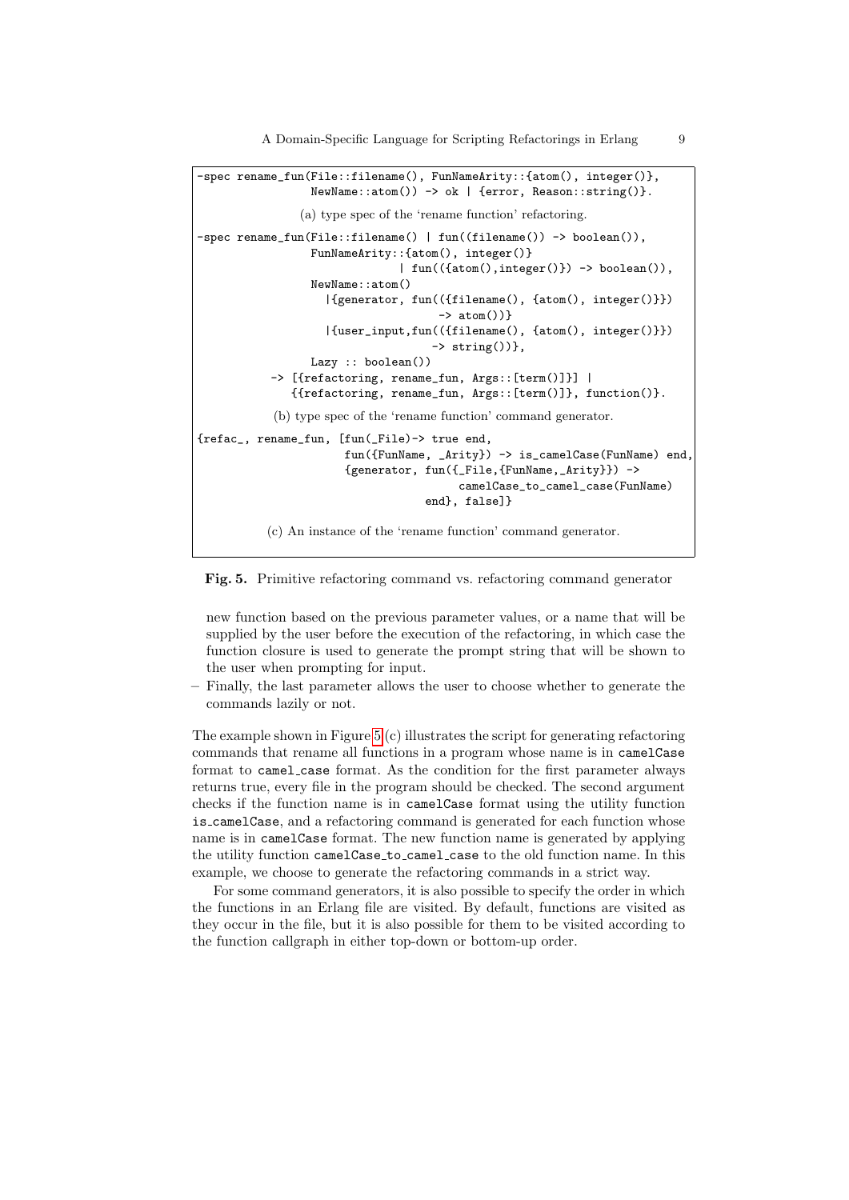```
-spec rename_fun(File::filename(), FunNameArity::{atom(), integer()},
                 NewName::atom()) -> ok | {error, Reason::string()}.
```

(a) type spec of the 'rename function' refactoring.

```
-spec rename_fun(File::filename() | fun((filename()) -> boolean()),
                 FunNameArity::{atom(), integer()}
                              | fun(({atom(),integer()}) -> boolean()),
                 NewName::atom()
                   |{generator, fun(({filename(), {atom(), integer()}})
                                      -> atom())}
                   |{user_input,fun(({filename(), {atom(), integer()}})
                                      -> string())},
                 Lazy :: boolean())
           -> [{refactoring, rename_fun, Args::[term()]}] |
              {{refactoring, rename_fun, Args::[term()]}, function()}.
```

(b) type spec of the 'rename function' command generator.

```
{refac_, rename_fun, [fun(_File)-> true end,
                      fun({FunName, _Arity}) -> is_camelCase(FunName) end,
                      {generator, fun({_File,{FunName,_Arity}}) ->
                                       camelCase_to_camel_case(FunName)
                                  end}, false]}
```

(c) An instance of the 'rename function' command generator.

**Fig. 5.** Primitive refactoring command vs. refactoring command generator

new function based on the previous parameter values, or a name that will be supplied by the user before the execution of the refactoring, in which case the function closure is used to generate the prompt string that will be shown to the user when prompting for input.

- Finally, the last parameter allows the user to choose whether to generate the commands lazily or not.

The example shown in Figure 5 (c) illustrates the script for generating refactoring commands that rename all functions in a program whose name is in `camelCase` format to `camel_case` format. As the condition for the first parameter always returns true, every file in the program should be checked. The second argument checks if the function name is in `camelCase` format using the utility function `is_camelCase`, and a refactoring command is generated for each function whose name is in `camelCase` format. The new function name is generated by applying the utility function `camelCase_to_camel_case` to the old function name. In this example, we choose to generate the refactoring commands in a strict way.

For some command generators, it is also possible to specify the order in which the functions in an Erlang file are visited. By default, functions are visited as they occur in the file, but it is also possible for them to be visited according to the function callgraph in either top-down or bottom-up order.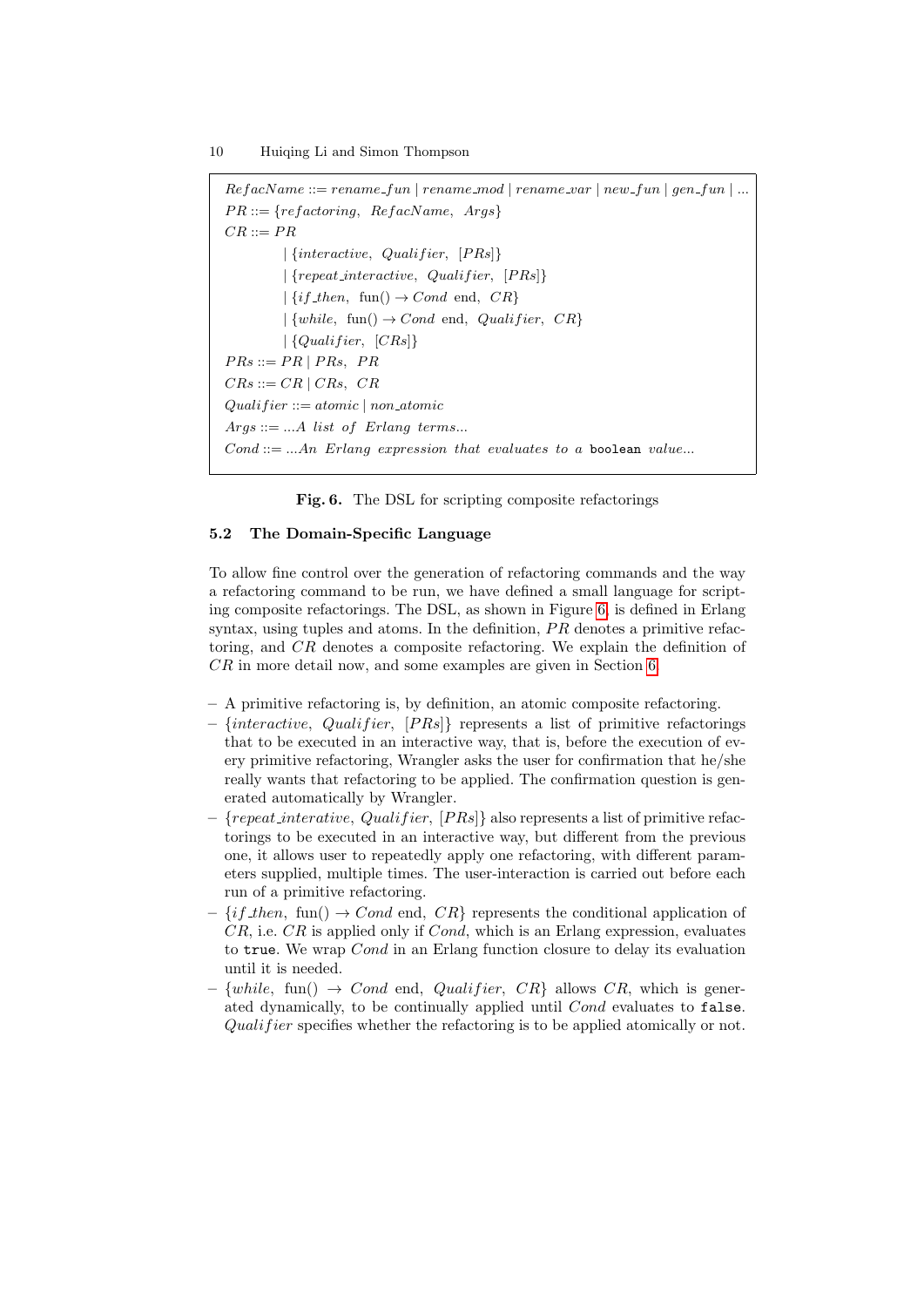$RefacName ::= rename\_fun \mid rename\_mod \mid rename\_var \mid new\_fun \mid gen\_fun \mid ...$

$PR ::= \{refactoring,\ RefacName,\ Args\}$

$CR ::= PR$

$\quad \mid \{interactive,\ Qualifier,\ [PRs]\}$

$\quad \mid \{repeat\_interactive,\ Qualifier,\ [PRs]\}$

$\quad \mid \{if\_then,\ \text{fun}() \rightarrow Cond \text{ end},\ CR\}$

$\quad \mid \{while,\ \text{fun}() \rightarrow Cond \text{ end},\ Qualifier,\ CR\}$

$\quad \mid \{Qualifier,\ [CRs]\}$

$PRs ::= PR \mid PRs,\ PR$

$CRs ::= CR \mid CRs,\ CR$

$Qualifier ::= atomic \mid non\_atomic$

$Args ::= ...A\ list\ of\ Erlang\ terms...$

$Cond ::= ...An\ Erlang\ expression\ that\ evaluates\ to\ a$ `boolean` $value...$

**Fig. 6.** The DSL for scripting composite refactorings

### 5.2 The Domain-Specific Language

To allow fine control over the generation of refactoring commands and the way a refactoring command to be run, we have defined a small language for scripting composite refactorings. The DSL, as shown in Figure 6, is defined in Erlang syntax, using tuples and atoms. In the definition, $PR$ denotes a primitive refactoring, and $CR$ denotes a composite refactoring. We explain the definition of $CR$ in more detail now, and some examples are given in Section 6.

- A primitive refactoring is, by definition, an atomic composite refactoring.
- $\{interactive,\ Qualifier,\ [PRs]\}$ represents a list of primitive refactorings that to be executed in an interactive way, that is, before the execution of every primitive refactoring, Wrangler asks the user for confirmation that he/she really wants that refactoring to be applied. The confirmation question is generated automatically by Wrangler.
- $\{repeat\_interative,\ Qualifier,\ [PRs]\}$ also represents a list of primitive refactorings to be executed in an interactive way, but different from the previous one, it allows user to repeatedly apply one refactoring, with different parameters supplied, multiple times. The user-interaction is carried out before each run of a primitive refactoring.
- $\{if\_then,\ \text{fun}() \rightarrow Cond \text{ end},\ CR\}$ represents the conditional application of $CR$, i.e. $CR$ is applied only if $Cond$, which is an Erlang expression, evaluates to `true`. We wrap $Cond$ in an Erlang function closure to delay its evaluation until it is needed.
- $\{while,\ \text{fun}() \rightarrow Cond \text{ end},\ Qualifier,\ CR\}$ allows $CR$, which is generated dynamically, to be continually applied until $Cond$ evaluates to `false`. $Qualifier$ specifies whether the refactoring is to be applied atomically or not.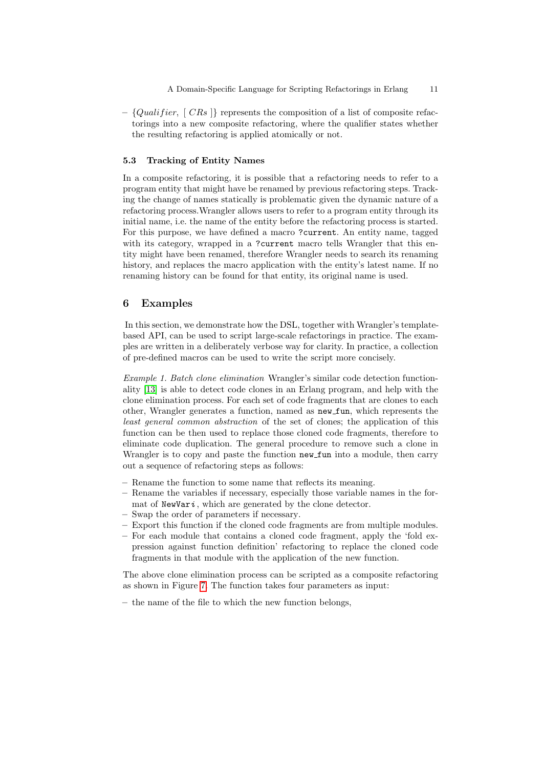– $\{Qualifier,\ [\ CRs\ ]\}$ represents the composition of a list of composite refactorings into a new composite refactoring, where the qualifier states whether the resulting refactoring is applied atomically or not.

### 5.3 Tracking of Entity Names

In a composite refactoring, it is possible that a refactoring needs to refer to a program entity that might have be renamed by previous refactoring steps. Tracking the change of names statically is problematic given the dynamic nature of a refactoring process.Wrangler allows users to refer to a program entity through its initial name, i.e. the name of the entity before the refactoring process is started. For this purpose, we have defined a macro `?current`. An entity name, tagged with its category, wrapped in a `?current` macro tells Wrangler that this entity might have been renamed, therefore Wrangler needs to search its renaming history, and replaces the macro application with the entity's latest name. If no renaming history can be found for that entity, its original name is used.

## 6 Examples

In this section, we demonstrate how the DSL, together with Wrangler's template-based API, can be used to script large-scale refactorings in practice. The examples are written in a deliberately verbose way for clarity. In practice, a collection of pre-defined macros can be used to write the script more concisely.

*Example 1. Batch clone elimination* Wrangler's similar code detection functionality [13] is able to detect code clones in an Erlang program, and help with the clone elimination process. For each set of code fragments that are clones to each other, Wrangler generates a function, named as `new_fun`, which represents the *least general common abstraction* of the set of clones; the application of this function can be then used to replace those cloned code fragments, therefore to eliminate code duplication. The general procedure to remove such a clone in Wrangler is to copy and paste the function `new_fun` into a module, then carry out a sequence of refactoring steps as follows:

– Rename the function to some name that reflects its meaning.
– Rename the variables if necessary, especially those variable names in the format of `NewVar`*i*, which are generated by the clone detector.
– Swap the order of parameters if necessary.
– Export this function if the cloned code fragments are from multiple modules.
– For each module that contains a cloned code fragment, apply the 'fold expression against function definition' refactoring to replace the cloned code fragments in that module with the application of the new function.

The above clone elimination process can be scripted as a composite refactoring as shown in Figure 7. The function takes four parameters as input:

– the name of the file to which the new function belongs,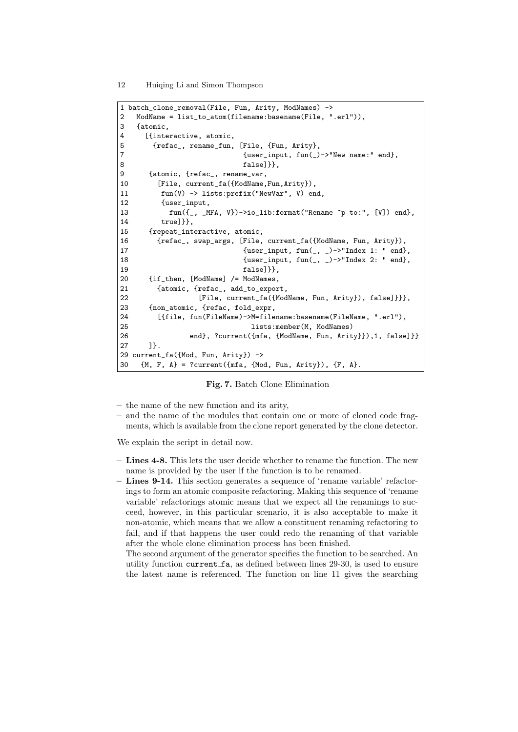```
1 batch_clone_removal(File, Fun, Arity, ModNames) ->
2   ModName = list_to_atom(filename:basename(File, ".erl")),
3   {atomic,
4     [{interactive, atomic,
5       {refac_, rename_fun, [File, {Fun, Arity},
7                             {user_input, fun(_)->"New name:" end},
8                             false]}},
9      {atomic, {refac_, rename_var,
10       [File, current_fa({ModName,Fun,Arity}),
11        fun(V) -> lists:prefix("NewVar", V) end,
12        {user_input,
13          fun({_, _MFA, V})->io_lib:format("Rename ~p to:", [V]) end},
14        true]}},
15     {repeat_interactive, atomic,
16       {refac_, swap_args, [File, current_fa({ModName, Fun, Arity}),
17                             {user_input, fun(_, _)->"Index 1: " end},
18                             {user_input, fun(_, _)->"Index 2: " end},
19                             false]}},
20     {if_then, [ModName] /= ModNames,
21       {atomic, {refac_, add_to_export,
22                 [File, current_fa({ModName, Fun, Arity}), false]}}},
23     {non_atomic, {refac, fold_expr,
24       [{file, fun(FileName)->M=filename:basename(FileName, ".erl"),
25                                lists:member(M, ModNames)
26               end}, ?current({mfa, {ModName, Fun, Arity}}),1, false]}}
27     ]}.
29 current_fa({Mod, Fun, Arity}) ->
30   {M, F, A} = ?current({mfa, {Mod, Fun, Arity}}), {F, A}.
```

**Fig. 7.** Batch Clone Elimination

- the name of the new function and its arity,
- and the name of the modules that contain one or more of cloned code fragments, which is available from the clone report generated by the clone detector.

We explain the script in detail now.

- **Lines 4-8.** This lets the user decide whether to rename the function. The new name is provided by the user if the function is to be renamed.
- **Lines 9-14.** This section generates a sequence of 'rename variable' refactorings to form an atomic composite refactoring. Making this sequence of 'rename variable' refactorings atomic means that we expect all the renamings to succeed, however, in this particular scenario, it is also acceptable to make it non-atomic, which means that we allow a constituent renaming refactoring to fail, and if that happens the user could redo the renaming of that variable after the whole clone elimination process has been finished.

  The second argument of the generator specifies the function to be searched. An utility function current_fa, as defined between lines 29-30, is used to ensure the latest name is referenced. The function on line 11 gives the searching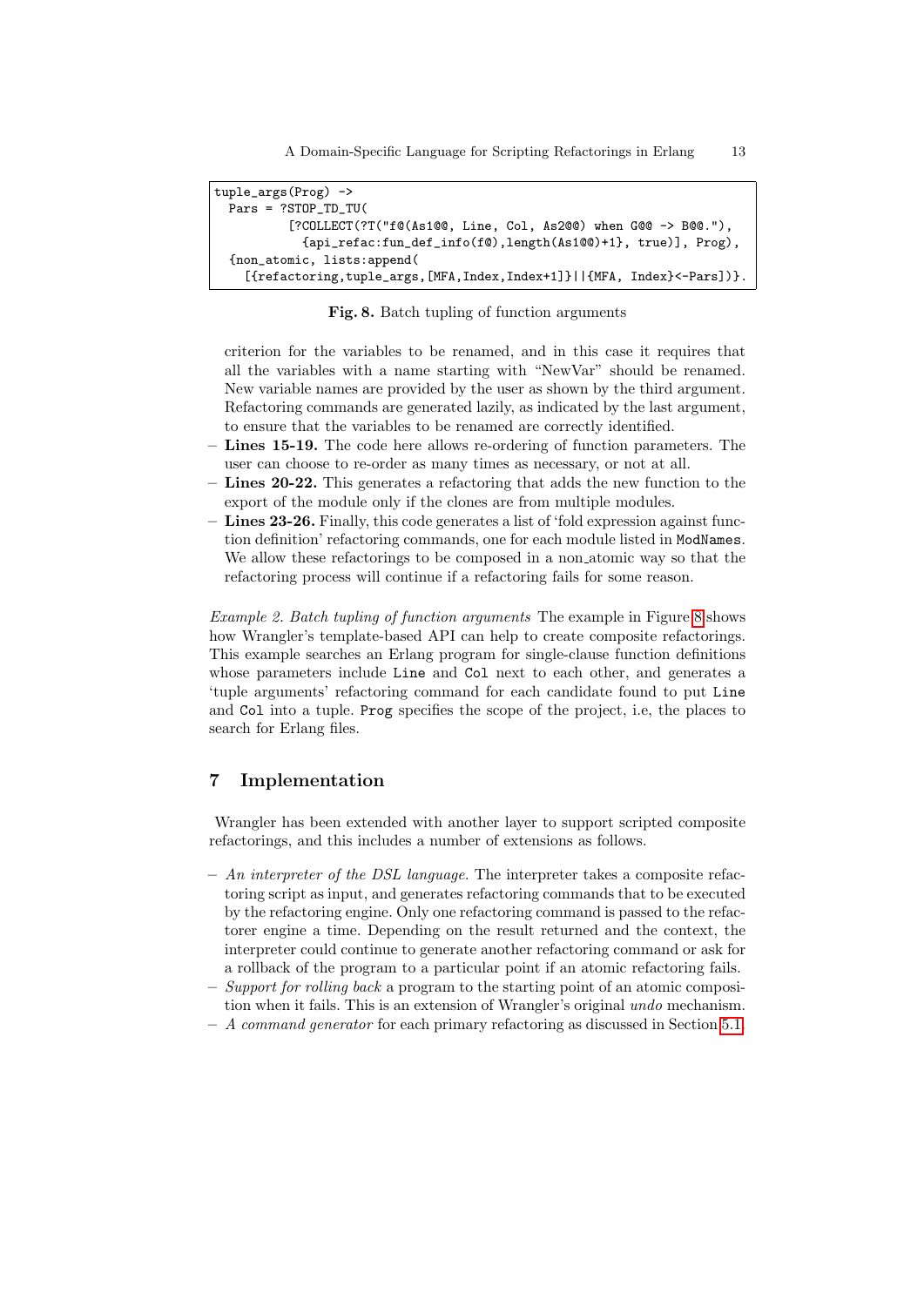```
tuple_args(Prog) ->
  Pars = ?STOP_TD_TU(
          [?COLLECT(?T("f@(As1@@, Line, Col, As2@@) when G@@ -> B@@."),
            {api_refac:fun_def_info(f@),length(As1@@)+1}, true)], Prog),
  {non_atomic, lists:append(
    [{refactoring,tuple_args,[MFA,Index,Index+1]}||{MFA, Index}<-Pars])}.
```

**Fig. 8.** Batch tupling of function arguments

criterion for the variables to be renamed, and in this case it requires that all the variables with a name starting with "NewVar" should be renamed. New variable names are provided by the user as shown by the third argument. Refactoring commands are generated lazily, as indicated by the last argument, to ensure that the variables to be renamed are correctly identified.

- **Lines 15-19.** The code here allows re-ordering of function parameters. The user can choose to re-order as many times as necessary, or not at all.
- **Lines 20-22.** This generates a refactoring that adds the new function to the export of the module only if the clones are from multiple modules.
- **Lines 23-26.** Finally, this code generates a list of 'fold expression against function definition' refactoring commands, one for each module listed in `ModNames`. We allow these refactorings to be composed in a non_atomic way so that the refactoring process will continue if a refactoring fails for some reason.

*Example 2. Batch tupling of function arguments* The example in Figure 8 shows how Wrangler's template-based API can help to create composite refactorings. This example searches an Erlang program for single-clause function definitions whose parameters include `Line` and `Col` next to each other, and generates a 'tuple arguments' refactoring command for each candidate found to put `Line` and `Col` into a tuple. `Prog` specifies the scope of the project, i.e, the places to search for Erlang files.

## 7 Implementation

Wrangler has been extended with another layer to support scripted composite refactorings, and this includes a number of extensions as follows.

- *An interpreter of the DSL language.* The interpreter takes a composite refactoring script as input, and generates refactoring commands that to be executed by the refactoring engine. Only one refactoring command is passed to the refactorer engine a time. Depending on the result returned and the context, the interpreter could continue to generate another refactoring command or ask for a rollback of the program to a particular point if an atomic refactoring fails.
- *Support for rolling back* a program to the starting point of an atomic composition when it fails. This is an extension of Wrangler's original *undo* mechanism.
- *A command generator* for each primary refactoring as discussed in Section 5.1.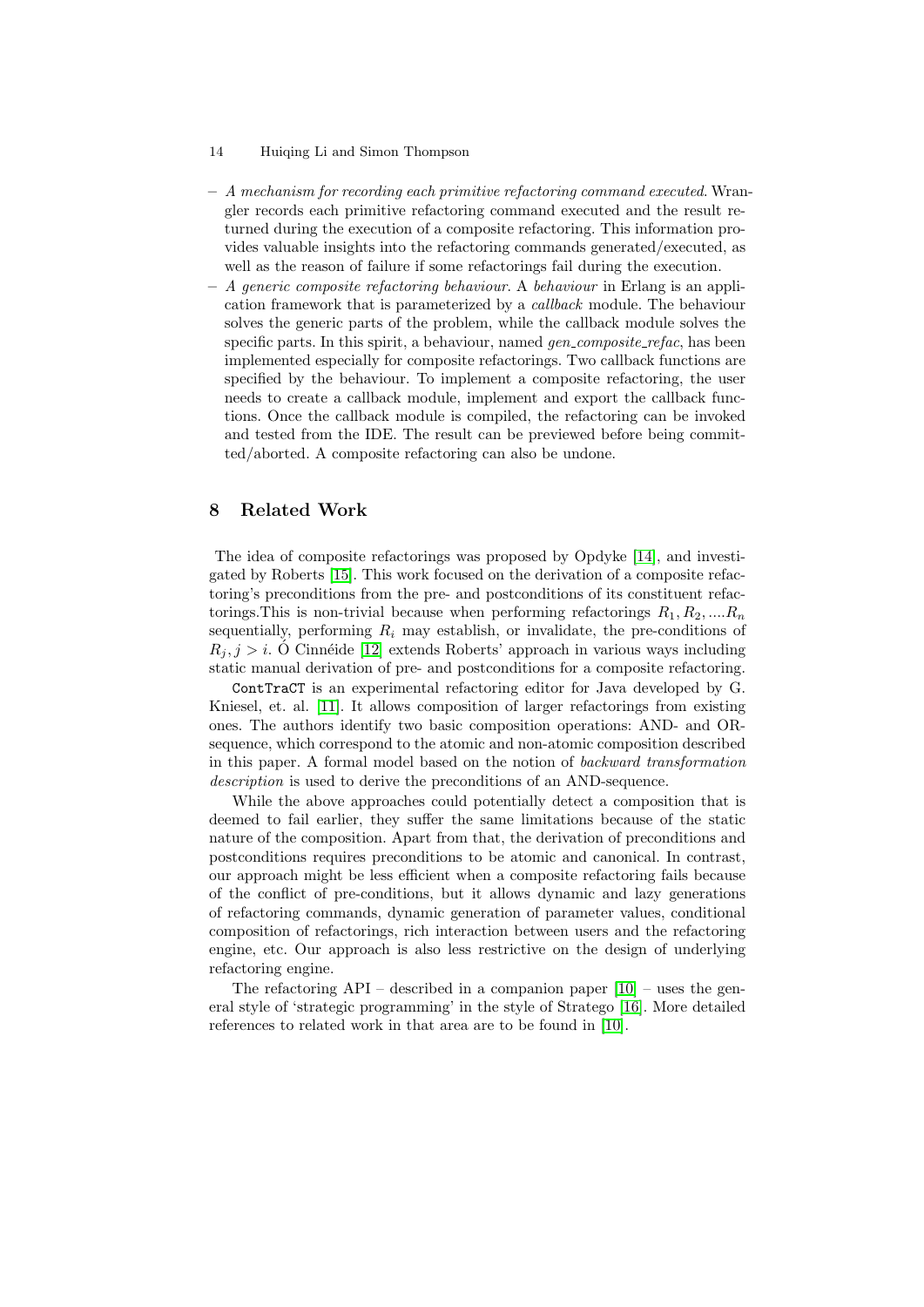- *A mechanism for recording each primitive refactoring command executed.* Wrangler records each primitive refactoring command executed and the result returned during the execution of a composite refactoring. This information provides valuable insights into the refactoring commands generated/executed, as well as the reason of failure if some refactorings fail during the execution.
- *A generic composite refactoring behaviour.* A *behaviour* in Erlang is an application framework that is parameterized by a *callback* module. The behaviour solves the generic parts of the problem, while the callback module solves the specific parts. In this spirit, a behaviour, named *gen_composite_refac*, has been implemented especially for composite refactorings. Two callback functions are specified by the behaviour. To implement a composite refactoring, the user needs to create a callback module, implement and export the callback functions. Once the callback module is compiled, the refactoring can be invoked and tested from the IDE. The result can be previewed before being committed/aborted. A composite refactoring can also be undone.

## 8 Related Work

The idea of composite refactorings was proposed by Opdyke [14], and investigated by Roberts [15]. This work focused on the derivation of a composite refactoring's preconditions from the pre- and postconditions of its constituent refactorings.This is non-trivial because when performing refactorings $R_1, R_2, ....R_n$ sequentially, performing $R_i$ may establish, or invalidate, the pre-conditions of $R_j, j > i$. Ó Cinnéide [12] extends Roberts' approach in various ways including static manual derivation of pre- and postconditions for a composite refactoring.

`ContTraCT` is an experimental refactoring editor for Java developed by G. Kniesel, et. al. [11]. It allows composition of larger refactorings from existing ones. The authors identify two basic composition operations: AND- and OR-sequence, which correspond to the atomic and non-atomic composition described in this paper. A formal model based on the notion of *backward transformation description* is used to derive the preconditions of an AND-sequence.

While the above approaches could potentially detect a composition that is deemed to fail earlier, they suffer the same limitations because of the static nature of the composition. Apart from that, the derivation of preconditions and postconditions requires preconditions to be atomic and canonical. In contrast, our approach might be less efficient when a composite refactoring fails because of the conflict of pre-conditions, but it allows dynamic and lazy generations of refactoring commands, dynamic generation of parameter values, conditional composition of refactorings, rich interaction between users and the refactoring engine, etc. Our approach is also less restrictive on the design of underlying refactoring engine.

The refactoring API – described in a companion paper [10] – uses the general style of 'strategic programming' in the style of Stratego [16]. More detailed references to related work in that area are to be found in [10].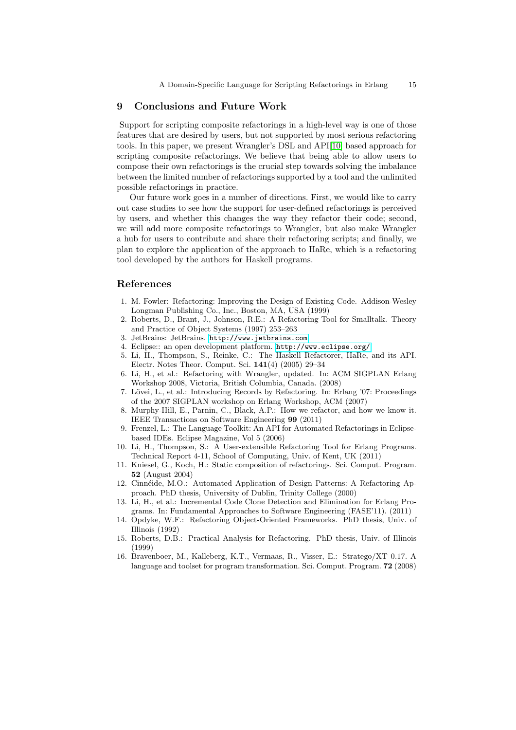## 9 Conclusions and Future Work

Support for scripting composite refactorings in a high-level way is one of those features that are desired by users, but not supported by most serious refactoring tools. In this paper, we present Wrangler's DSL and API[10] based approach for scripting composite refactorings. We believe that being able to allow users to compose their own refactorings is the crucial step towards solving the imbalance between the limited number of refactorings supported by a tool and the unlimited possible refactorings in practice.

Our future work goes in a number of directions. First, we would like to carry out case studies to see how the support for user-defined refactorings is perceived by users, and whether this changes the way they refactor their code; second, we will add more composite refactorings to Wrangler, but also make Wrangler a hub for users to contribute and share their refactoring scripts; and finally, we plan to explore the application of the approach to HaRe, which is a refactoring tool developed by the authors for Haskell programs.

## References

1. M. Fowler: Refactoring: Improving the Design of Existing Code. Addison-Wesley Longman Publishing Co., Inc., Boston, MA, USA (1999)
2. Roberts, D., Brant, J., Johnson, R.E.: A Refactoring Tool for Smalltalk. Theory and Practice of Object Systems (1997) 253–263
3. JetBrains: JetBrains. http://www.jetbrains.com
4. Eclipse:: an open development platform. http://www.eclipse.org/
5. Li, H., Thompson, S., Reinke, C.: The Haskell Refactorer, HaRe, and its API. Electr. Notes Theor. Comput. Sci. **141**(4) (2005) 29–34
6. Li, H., et al.: Refactoring with Wrangler, updated. In: ACM SIGPLAN Erlang Workshop 2008, Victoria, British Columbia, Canada. (2008)
7. Lövei, L., et al.: Introducing Records by Refactoring. In: Erlang '07: Proceedings of the 2007 SIGPLAN workshop on Erlang Workshop, ACM (2007)
8. Murphy-Hill, E., Parnin, C., Black, A.P.: How we refactor, and how we know it. IEEE Transactions on Software Engineering **99** (2011)
9. Frenzel, L.: The Language Toolkit: An API for Automated Refactorings in Eclipse-based IDEs. Eclipse Magazine, Vol 5 (2006)
10. Li, H., Thompson, S.: A User-extensible Refactoring Tool for Erlang Programs. Technical Report 4-11, School of Computing, Univ. of Kent, UK (2011)
11. Kniesel, G., Koch, H.: Static composition of refactorings. Sci. Comput. Program. **52** (August 2004)
12. Cinnéide, M.O.: Automated Application of Design Patterns: A Refactoring Approach. PhD thesis, University of Dublin, Trinity College (2000)
13. Li, H., et al.: Incremental Code Clone Detection and Elimination for Erlang Programs. In: Fundamental Approaches to Software Engineering (FASE'11). (2011)
14. Opdyke, W.F.: Refactoring Object-Oriented Frameworks. PhD thesis, Univ. of Illinois (1992)
15. Roberts, D.B.: Practical Analysis for Refactoring. PhD thesis, Univ. of Illinois (1999)
16. Bravenboer, M., Kalleberg, K.T., Vermaas, R., Visser, E.: Stratego/XT 0.17. A language and toolset for program transformation. Sci. Comput. Program. **72** (2008)